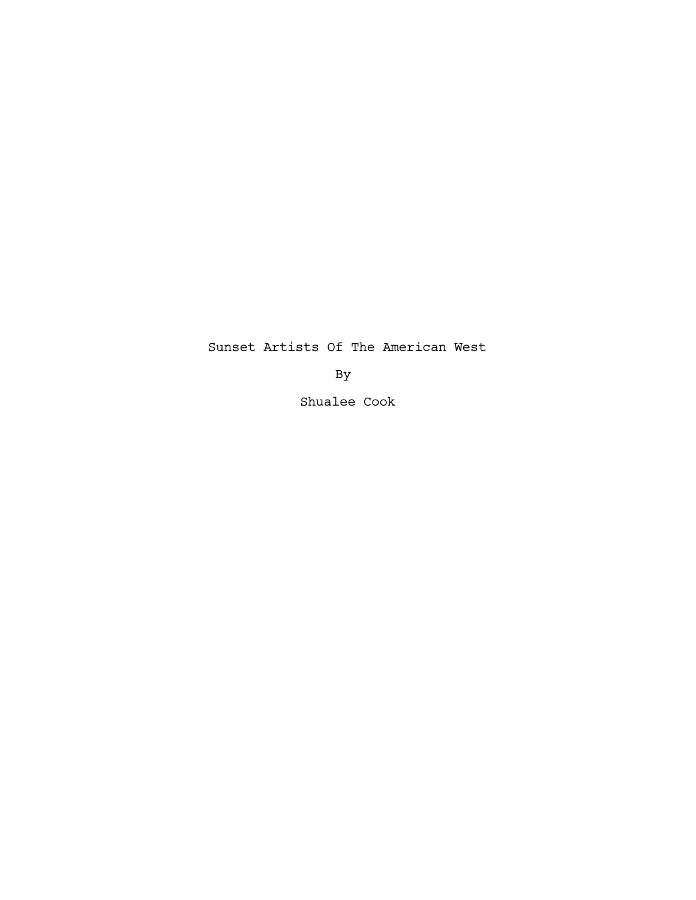# Sunset Artists Of The American West

By

Shualee Cook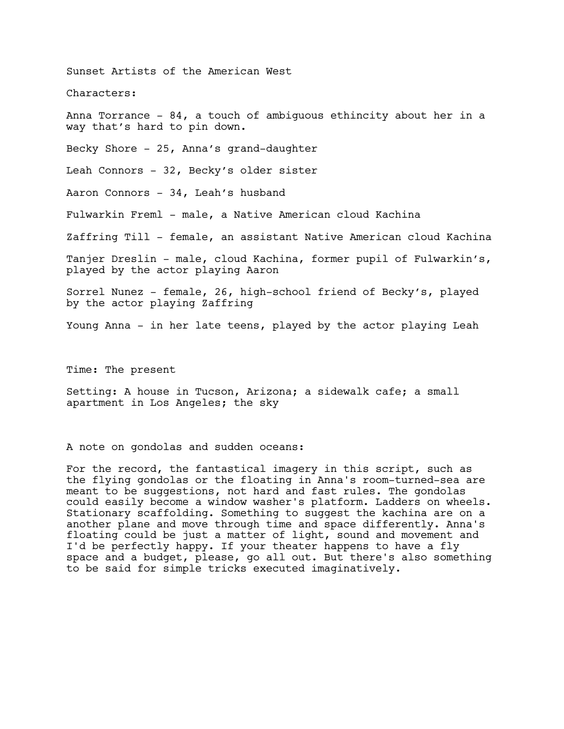Sunset Artists of the American West

Characters:

Anna Torrance - 84, a touch of ambiguous ethincity about her in a way that's hard to pin down.

Becky Shore - 25, Anna's grand-daughter

Leah Connors - 32, Becky's older sister

Aaron Connors - 34, Leah's husband

Fulwarkin Freml - male, a Native American cloud Kachina

Zaffring Till - female, an assistant Native American cloud Kachina

Tanjer Dreslin - male, cloud Kachina, former pupil of Fulwarkin's, played by the actor playing Aaron

Sorrel Nunez - female, 26, high-school friend of Becky's, played by the actor playing Zaffring

Young Anna - in her late teens, played by the actor playing Leah

Time: The present

Setting: A house in Tucson, Arizona; a sidewalk cafe; a small apartment in Los Angeles; the sky

A note on gondolas and sudden oceans:

For the record, the fantastical imagery in this script, such as the flying gondolas or the floating in Anna's room-turned-sea are meant to be suggestions, not hard and fast rules. The gondolas could easily become a window washer's platform. Ladders on wheels. Stationary scaffolding. Something to suggest the kachina are on a another plane and move through time and space differently. Anna's floating could be just a matter of light, sound and movement and I'd be perfectly happy. If your theater happens to have a fly space and a budget, please, go all out. But there's also something to be said for simple tricks executed imaginatively.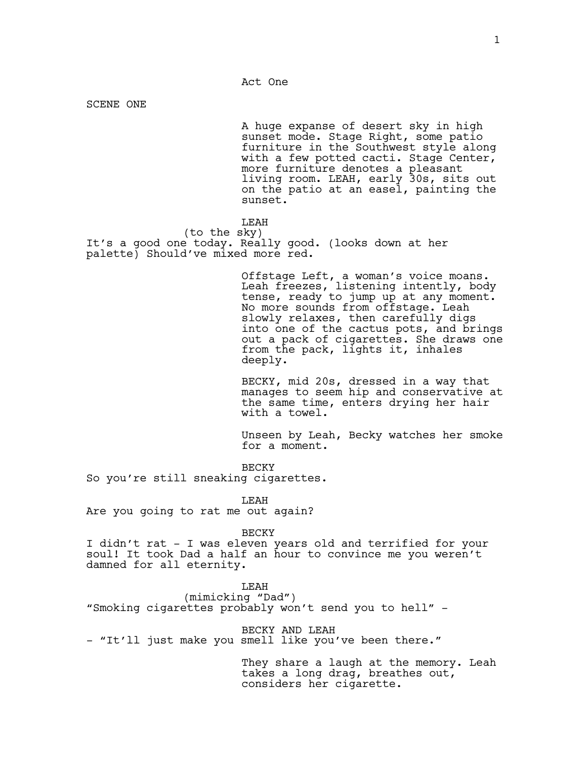# Act One

## SCENE ONE

A huge expanse of desert sky in high sunset mode. Stage Right, some patio furniture in the Southwest style along with a few potted cacti. Stage Center, more furniture denotes a pleasant living room. LEAH, early 30s, sits out on the patio at an easel, painting the sunset.

LEAH
(to the sky)
It's a good one today. Really good. (looks down at her palette) Should've mixed more red.

Offstage Left, a woman's voice moans. Leah freezes, listening intently, body tense, ready to jump up at any moment. No more sounds from offstage. Leah slowly relaxes, then carefully digs into one of the cactus pots, and brings out a pack of cigarettes. She draws one from the pack, lights it, inhales deeply.

BECKY, mid 20s, dressed in a way that manages to seem hip and conservative at the same time, enters drying her hair with a towel.

Unseen by Leah, Becky watches her smoke for a moment.

BECKY
So you're still sneaking cigarettes.

LEAH
Are you going to rat me out again?

BECKY
I didn't rat - I was eleven years old and terrified for your soul! It took Dad a half an hour to convince me you weren't damned for all eternity.

LEAH
(mimicking "Dad")
"Smoking cigarettes probably won't send you to hell" -

BECKY AND LEAH
- "It'll just make you smell like you've been there."

They share a laugh at the memory. Leah takes a long drag, breathes out, considers her cigarette.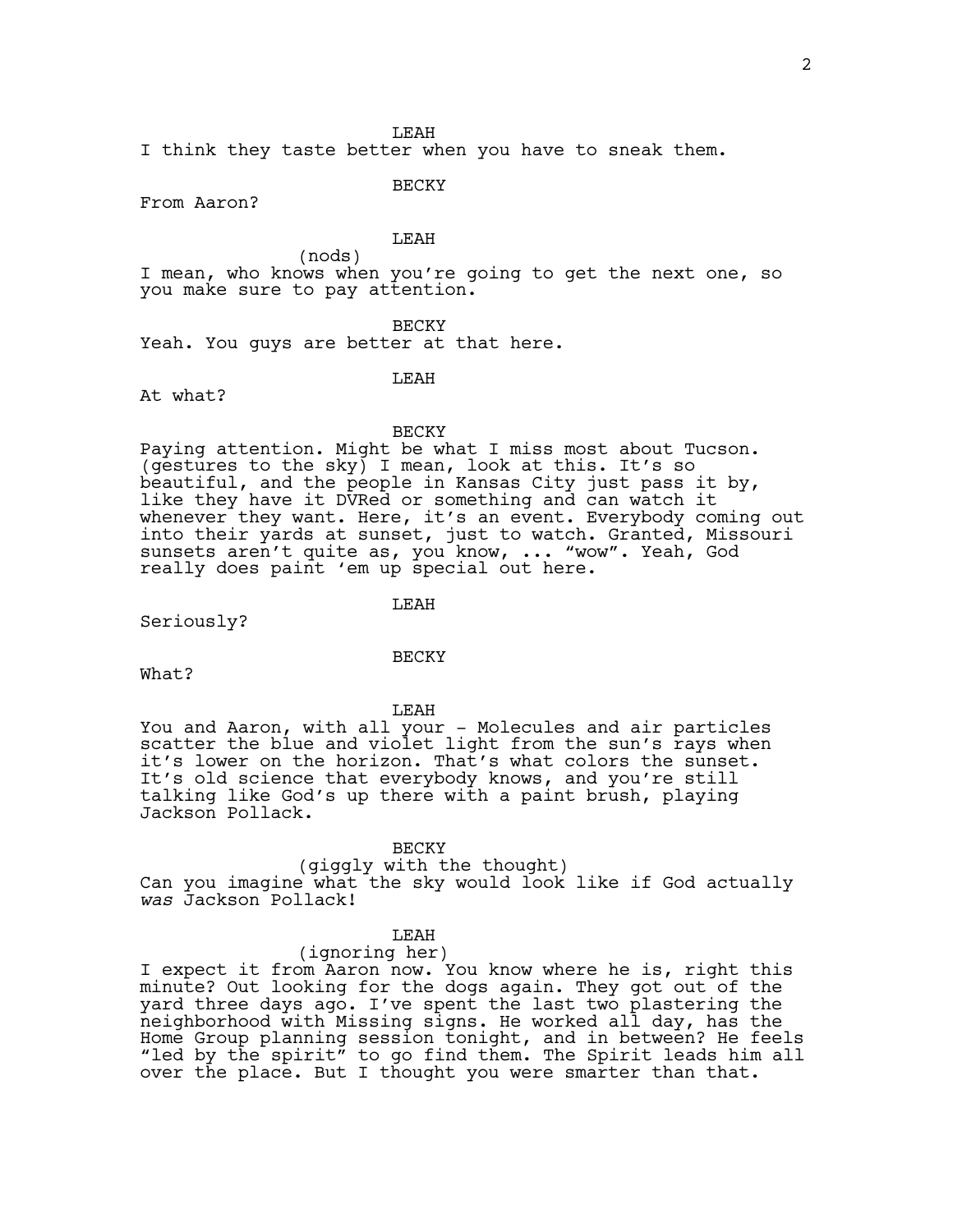LEAH

I think they taste better when you have to sneak them.

BECKY

From Aaron?

LEAH

(nods)

I mean, who knows when you're going to get the next one, so you make sure to pay attention.

BECKY

Yeah. You guys are better at that here.

LEAH

At what?

BECKY

Paying attention. Might be what I miss most about Tucson. (gestures to the sky) I mean, look at this. It's so beautiful, and the people in Kansas City just pass it by, like they have it DVRed or something and can watch it whenever they want. Here, it's an event. Everybody coming out into their yards at sunset, just to watch. Granted, Missouri sunsets aren't quite as, you know, ... "wow". Yeah, God really does paint 'em up special out here.

LEAH

Seriously?

BECKY

What?

LEAH

You and Aaron, with all your - Molecules and air particles scatter the blue and violet light from the sun's rays when it's lower on the horizon. That's what colors the sunset. It's old science that everybody knows, and you're still talking like God's up there with a paint brush, playing Jackson Pollack.

BECKY

(giggly with the thought)

Can you imagine what the sky would look like if God actually *was* Jackson Pollack!

LEAH

(ignoring her)

I expect it from Aaron now. You know where he is, right this minute? Out looking for the dogs again. They got out of the yard three days ago. I've spent the last two plastering the neighborhood with Missing signs. He worked all day, has the Home Group planning session tonight, and in between? He feels "led by the spirit" to go find them. The Spirit leads him all over the place. But I thought you were smarter than that.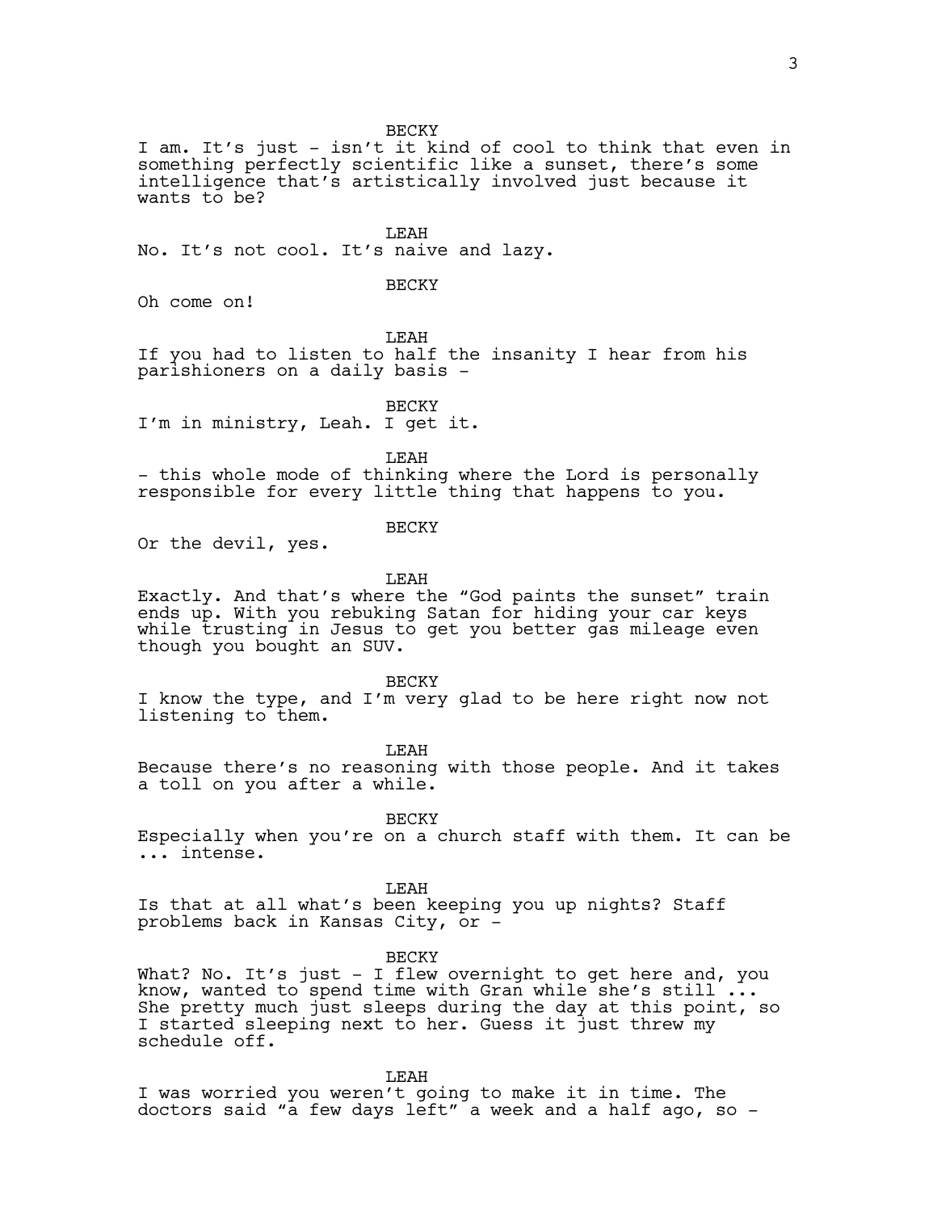BECKY

I am. It's just - isn't it kind of cool to think that even in something perfectly scientific like a sunset, there's some intelligence that's artistically involved just because it wants to be?

LEAH

No. It's not cool. It's naive and lazy.

BECKY

Oh come on!

LEAH

If you had to listen to half the insanity I hear from his parishioners on a daily basis -

BECKY

I'm in ministry, Leah. I get it.

LEAH

- this whole mode of thinking where the Lord is personally responsible for every little thing that happens to you.

BECKY

Or the devil, yes.

LEAH

Exactly. And that's where the "God paints the sunset" train ends up. With you rebuking Satan for hiding your car keys while trusting in Jesus to get you better gas mileage even though you bought an SUV.

BECKY

I know the type, and I'm very glad to be here right now not listening to them.

LEAH

Because there's no reasoning with those people. And it takes a toll on you after a while.

BECKY

Especially when you're on a church staff with them. It can be ... intense.

LEAH

Is that at all what's been keeping you up nights? Staff problems back in Kansas City, or -

BECKY

What? No. It's just - I flew overnight to get here and, you know, wanted to spend time with Gran while she's still ... She pretty much just sleeps during the day at this point, so I started sleeping next to her. Guess it just threw my schedule off.

LEAH

I was worried you weren't going to make it in time. The doctors said "a few days left" a week and a half ago, so -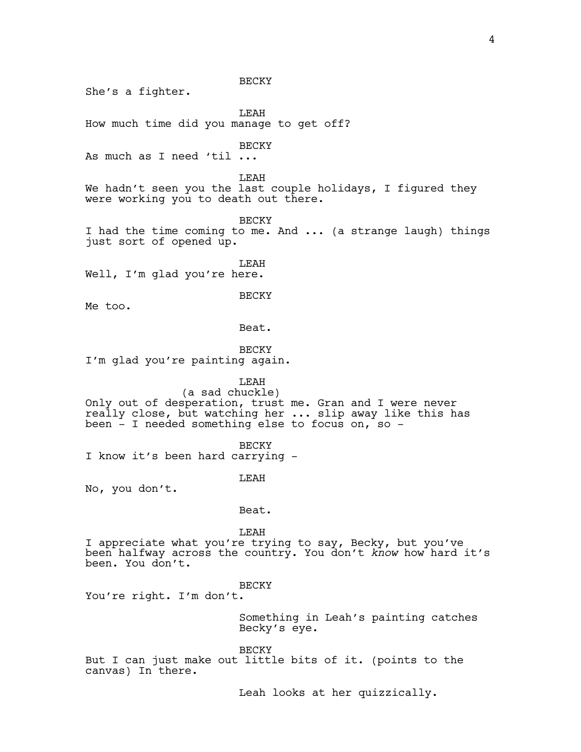BECKY

She's a fighter.

LEAH

How much time did you manage to get off?

BECKY

As much as I need 'til ...

LEAH

We hadn't seen you the last couple holidays, I figured they were working you to death out there.

BECKY

I had the time coming to me. And ... (a strange laugh) things just sort of opened up.

LEAH

Well, I'm glad you're here.

BECKY

Me too.

Beat.

BECKY

I'm glad you're painting again.

LEAH

(a sad chuckle)

Only out of desperation, trust me. Gran and I were never really close, but watching her ... slip away like this has been - I needed something else to focus on, so -

BECKY

I know it's been hard carrying -

LEAH

No, you don't.

Beat.

LEAH

I appreciate what you're trying to say, Becky, but you've been halfway across the country. You don't *know* how hard it's been. You don't.

BECKY

You're right. I'm don't.

Something in Leah's painting catches Becky's eye.

BECKY

But I can just make out little bits of it. (points to the canvas) In there.

Leah looks at her quizzically.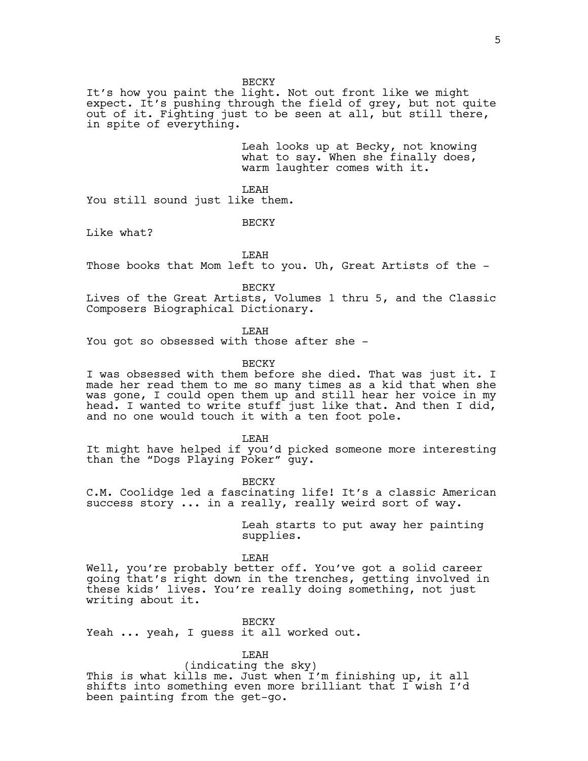BECKY

It's how you paint the light. Not out front like we might expect. It's pushing through the field of grey, but not quite out of it. Fighting just to be seen at all, but still there, in spite of everything.

Leah looks up at Becky, not knowing what to say. When she finally does, warm laughter comes with it.

LEAH

You still sound just like them.

BECKY

Like what?

LEAH

Those books that Mom left to you. Uh, Great Artists of the -

BECKY

Lives of the Great Artists, Volumes 1 thru 5, and the Classic Composers Biographical Dictionary.

LEAH

You got so obsessed with those after she -

BECKY

I was obsessed with them before she died. That was just it. I made her read them to me so many times as a kid that when she was gone, I could open them up and still hear her voice in my head. I wanted to write stuff just like that. And then I did, and no one would touch it with a ten foot pole.

LEAH

It might have helped if you'd picked someone more interesting than the "Dogs Playing Poker" guy.

BECKY

C.M. Coolidge led a fascinating life! It's a classic American success story ... in a really, really weird sort of way.

Leah starts to put away her painting supplies.

LEAH

Well, you're probably better off. You've got a solid career going that's right down in the trenches, getting involved in these kids' lives. You're really doing something, not just writing about it.

BECKY

Yeah ... yeah, I guess it all worked out.

LEAH

(indicating the sky)

This is what kills me. Just when I'm finishing up, it all shifts into something even more brilliant that I wish I'd been painting from the get-go.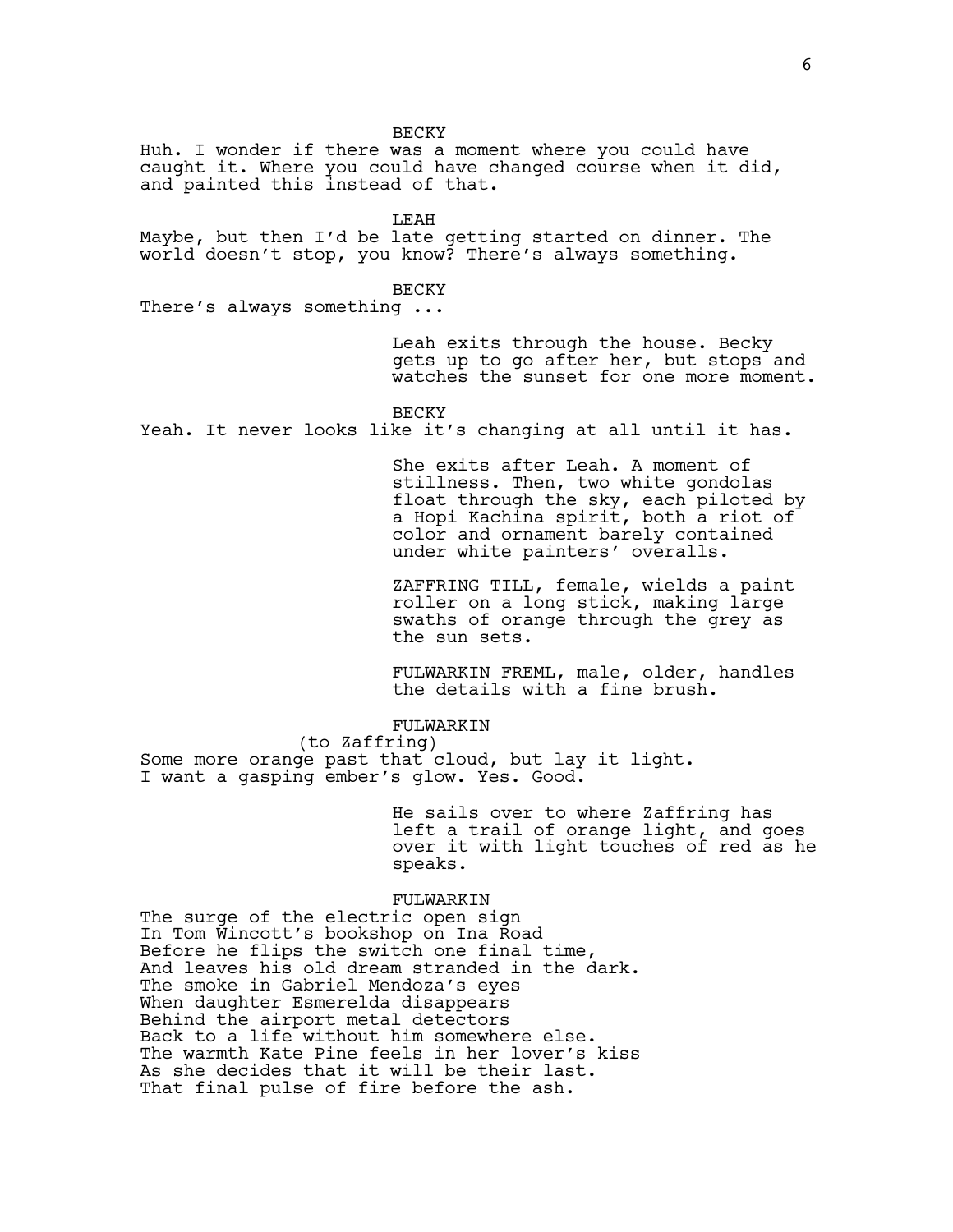BECKY

Huh. I wonder if there was a moment where you could have caught it. Where you could have changed course when it did, and painted this instead of that.

LEAH

Maybe, but then I'd be late getting started on dinner. The world doesn't stop, you know? There's always something.

BECKY

There's always something ...

> Leah exits through the house. Becky gets up to go after her, but stops and watches the sunset for one more moment.

BECKY

Yeah. It never looks like it's changing at all until it has.

> She exits after Leah. A moment of stillness. Then, two white gondolas float through the sky, each piloted by a Hopi Kachina spirit, both a riot of color and ornament barely contained under white painters' overalls.

> ZAFFRING TILL, female, wields a paint roller on a long stick, making large swaths of orange through the grey as the sun sets.

> FULWARKIN FREML, male, older, handles the details with a fine brush.

FULWARKIN
(to Zaffring)

Some more orange past that cloud, but lay it light.
I want a gasping ember's glow. Yes. Good.

> He sails over to where Zaffring has left a trail of orange light, and goes over it with light touches of red as he speaks.

FULWARKIN

The surge of the electric open sign
In Tom Wincott's bookshop on Ina Road
Before he flips the switch one final time,
And leaves his old dream stranded in the dark.
The smoke in Gabriel Mendoza's eyes
When daughter Esmerelda disappears
Behind the airport metal detectors
Back to a life without him somewhere else.
The warmth Kate Pine feels in her lover's kiss
As she decides that it will be their last.
That final pulse of fire before the ash.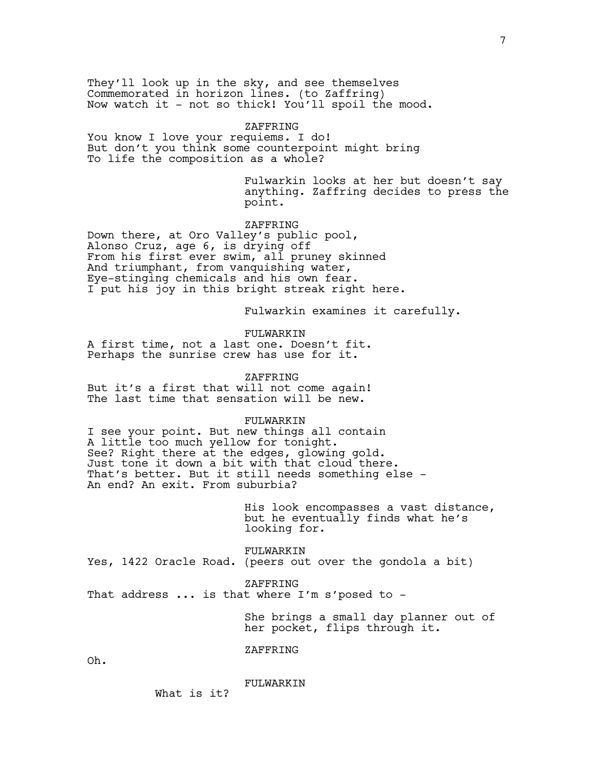They'll look up in the sky, and see themselves
Commemorated in horizon lines. (to Zaffring)
Now watch it - not so thick! You'll spoil the mood.

ZAFFRING

You know I love your requiems. I do!
But don't you think some counterpoint might bring
To life the composition as a whole?

Fulwarkin looks at her but doesn't say anything. Zaffring decides to press the point.

ZAFFRING

Down there, at Oro Valley's public pool,
Alonso Cruz, age 6, is drying off
From his first ever swim, all pruney skinned
And triumphant, from vanquishing water,
Eye-stinging chemicals and his own fear.
I put his joy in this bright streak right here.

Fulwarkin examines it carefully.

FULWARKIN

A first time, not a last one. Doesn't fit.
Perhaps the sunrise crew has use for it.

ZAFFRING

But it's a first that will not come again!
The last time that sensation will be new.

FULWARKIN

I see your point. But new things all contain
A little too much yellow for tonight.
See? Right there at the edges, glowing gold.
Just tone it down a bit with that cloud there.
That's better. But it still needs something else -
An end? An exit. From suburbia?

His look encompasses a vast distance, but he eventually finds what he's looking for.

FULWARKIN

Yes, 1422 Oracle Road. (peers out over the gondola a bit)

ZAFFRING

That address ... is that where I'm s'posed to -

She brings a small day planner out of her pocket, flips through it.

ZAFFRING

Oh.

FULWARKIN

What is it?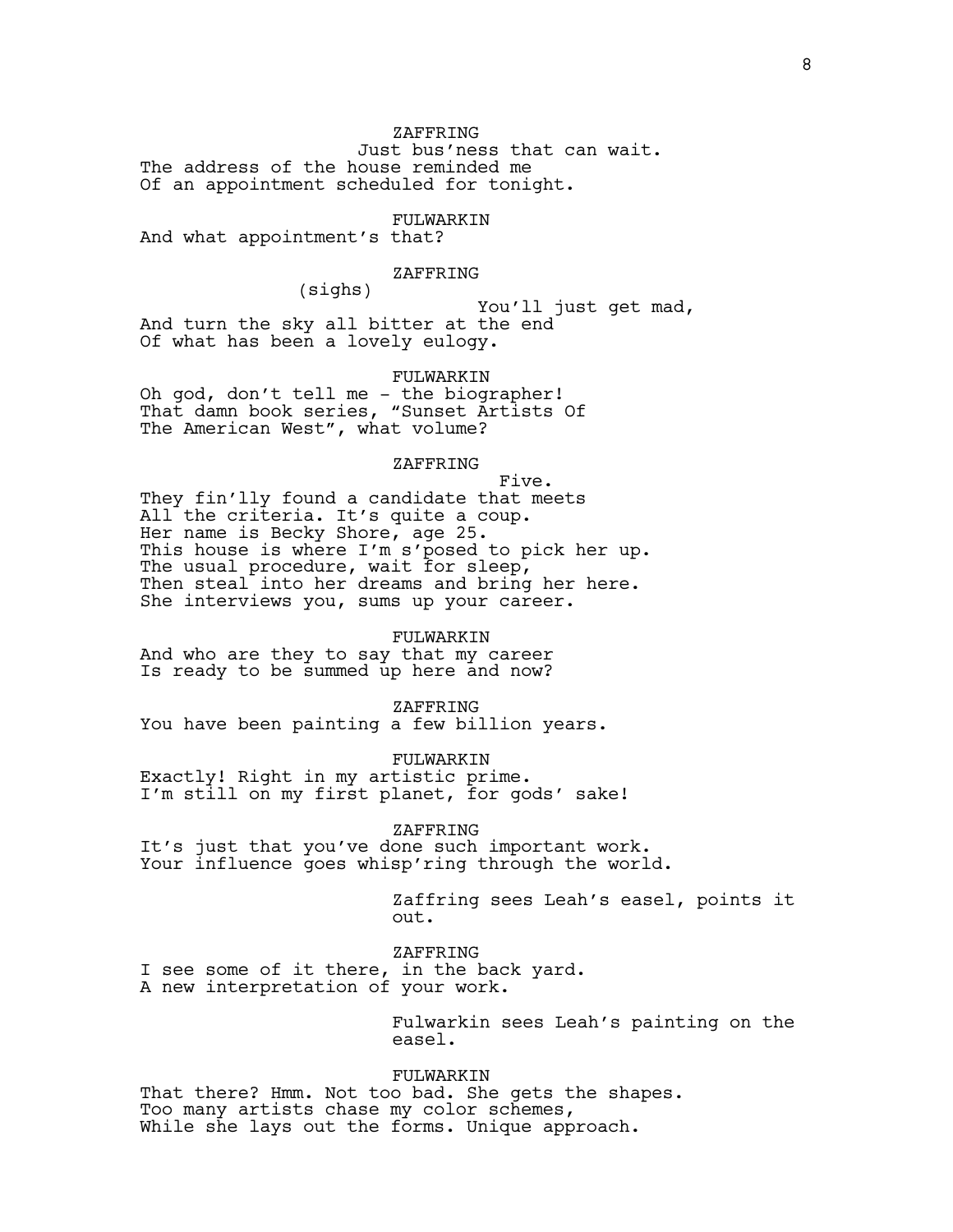ZAFFRING

Just bus'ness that can wait.
The address of the house reminded me
Of an appointment scheduled for tonight.

FULWARKIN

And what appointment's that?

ZAFFRING

(sighs)

You'll just get mad,
And turn the sky all bitter at the end
Of what has been a lovely eulogy.

FULWARKIN

Oh god, don't tell me - the biographer!
That damn book series, "Sunset Artists Of
The American West", what volume?

ZAFFRING

Five.
They fin'lly found a candidate that meets
All the criteria. It's quite a coup.
Her name is Becky Shore, age 25.
This house is where I'm s'posed to pick her up.
The usual procedure, wait for sleep,
Then steal into her dreams and bring her here.
She interviews you, sums up your career.

FULWARKIN

And who are they to say that my career
Is ready to be summed up here and now?

ZAFFRING

You have been painting a few billion years.

FULWARKIN

Exactly! Right in my artistic prime.
I'm still on my first planet, for gods' sake!

ZAFFRING

It's just that you've done such important work.
Your influence goes whisp'ring through the world.

Zaffring sees Leah's easel, points it out.

ZAFFRING

I see some of it there, in the back yard.
A new interpretation of your work.

Fulwarkin sees Leah's painting on the easel.

FULWARKIN

That there? Hmm. Not too bad. She gets the shapes.
Too many artists chase my color schemes,
While she lays out the forms. Unique approach.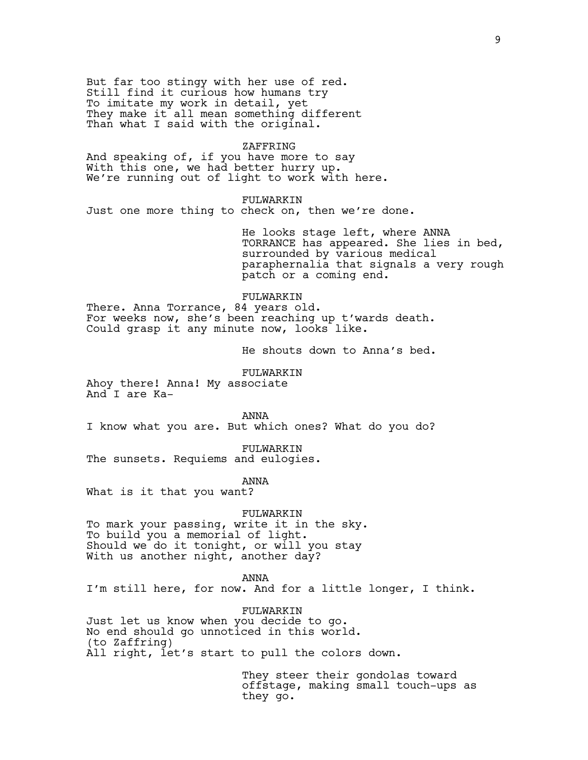But far too stingy with her use of red.
Still find it curious how humans try
To imitate my work in detail, yet
They make it all mean something different
Than what I said with the original.

ZAFFRING

And speaking of, if you have more to say
With this one, we had better hurry up.
We're running out of light to work with here.

FULWARKIN

Just one more thing to check on, then we're done.

*He looks stage left, where ANNA TORRANCE has appeared. She lies in bed, surrounded by various medical paraphernalia that signals a very rough patch or a coming end.*

FULWARKIN

There. Anna Torrance, 84 years old.
For weeks now, she's been reaching up t'wards death.
Could grasp it any minute now, looks like.

*He shouts down to Anna's bed.*

FULWARKIN

Ahoy there! Anna! My associate
And I are Ka-

ANNA

I know what you are. But which ones? What do you do?

FULWARKIN

The sunsets. Requiems and eulogies.

ANNA

What is it that you want?

FULWARKIN

To mark your passing, write it in the sky.
To build you a memorial of light.
Should we do it tonight, or will you stay
With us another night, another day?

ANNA

I'm still here, for now. And for a little longer, I think.

FULWARKIN

Just let us know when you decide to go.
No end should go unnoticed in this world.
(to Zaffring)
All right, let's start to pull the colors down.

*They steer their gondolas toward offstage, making small touch-ups as they go.*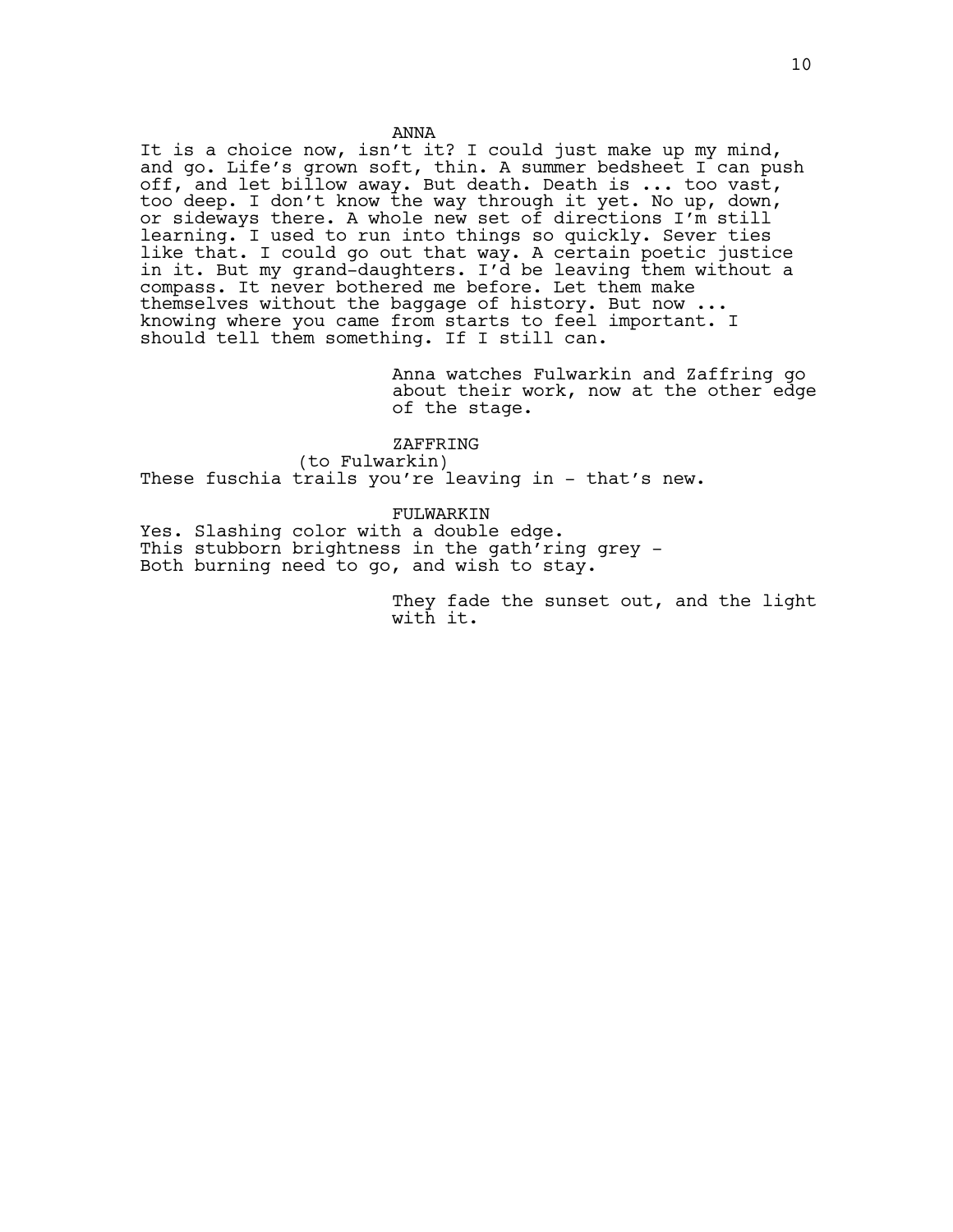ANNA

It is a choice now, isn't it? I could just make up my mind, and go. Life's grown soft, thin. A summer bedsheet I can push off, and let billow away. But death. Death is ... too vast, too deep. I don't know the way through it yet. No up, down, or sideways there. A whole new set of directions I'm still learning. I used to run into things so quickly. Sever ties like that. I could go out that way. A certain poetic justice in it. But my grand-daughters. I'd be leaving them without a compass. It never bothered me before. Let them make themselves without the baggage of history. But now ... knowing where you came from starts to feel important. I should tell them something. If I still can.

Anna watches Fulwarkin and Zaffring go about their work, now at the other edge of the stage.

ZAFFRING

(to Fulwarkin)

These fuschia trails you're leaving in - that's new.

FULWARKIN

Yes. Slashing color with a double edge.
This stubborn brightness in the gath'ring grey -
Both burning need to go, and wish to stay.

They fade the sunset out, and the light with it.